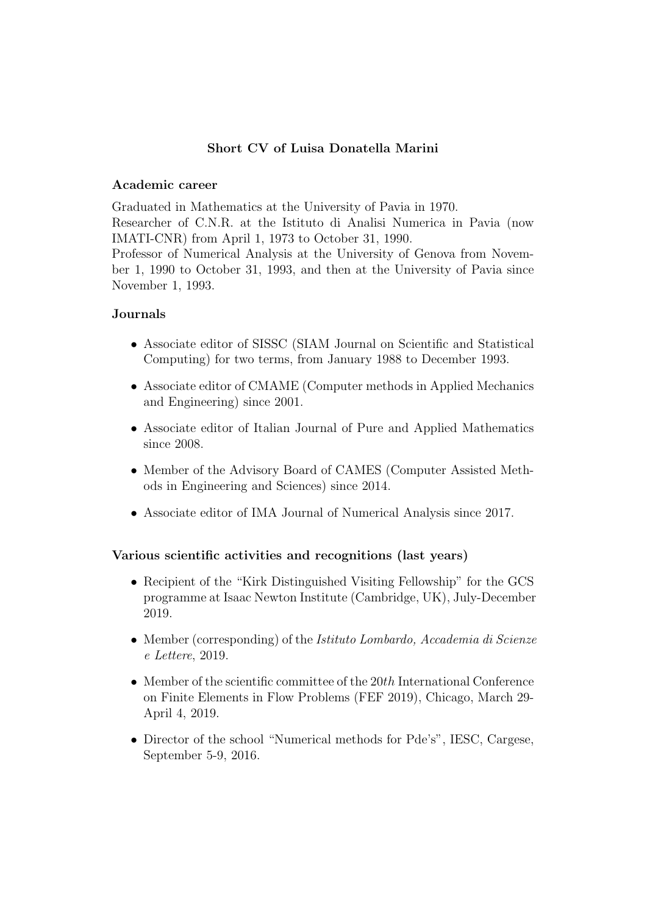# Short CV of Luisa Donatella Marini

## Academic career

Graduated in Mathematics at the University of Pavia in 1970.
Researcher of C.N.R. at the Istituto di Analisi Numerica in Pavia (now IMATI-CNR) from April 1, 1973 to October 31, 1990.
Professor of Numerical Analysis at the University of Genova from November 1, 1990 to October 31, 1993, and then at the University of Pavia since November 1, 1993.

## Journals

- Associate editor of SISSC (SIAM Journal on Scientific and Statistical Computing) for two terms, from January 1988 to December 1993.
- Associate editor of CMAME (Computer methods in Applied Mechanics and Engineering) since 2001.
- Associate editor of Italian Journal of Pure and Applied Mathematics since 2008.
- Member of the Advisory Board of CAMES (Computer Assisted Methods in Engineering and Sciences) since 2014.
- Associate editor of IMA Journal of Numerical Analysis since 2017.

## Various scientific activities and recognitions (last years)

- Recipient of the "Kirk Distinguished Visiting Fellowship" for the GCS programme at Isaac Newton Institute (Cambridge, UK), July-December 2019.
- Member (corresponding) of the *Istituto Lombardo, Accademia di Scienze e Lettere*, 2019.
- Member of the scientific committee of the 20*th* International Conference on Finite Elements in Flow Problems (FEF 2019), Chicago, March 29-April 4, 2019.
- Director of the school "Numerical methods for Pde's", IESC, Cargese, September 5-9, 2016.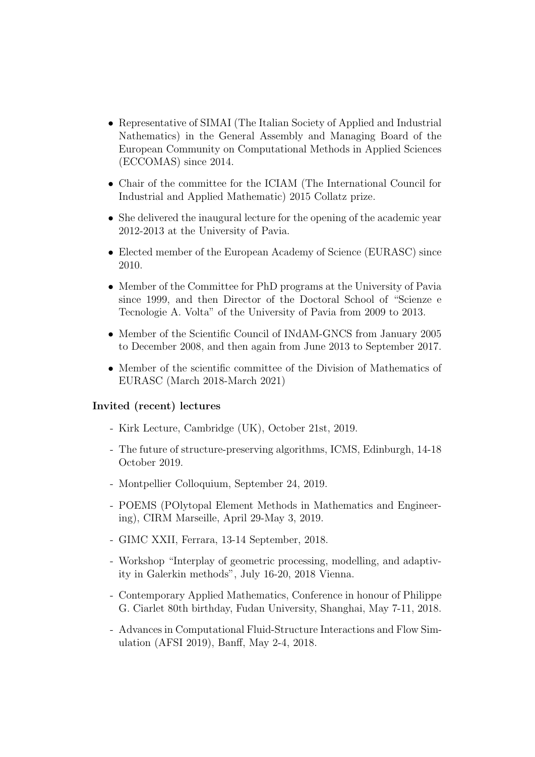- Representative of SIMAI (The Italian Society of Applied and Industrial Nathematics) in the General Assembly and Managing Board of the European Community on Computational Methods in Applied Sciences (ECCOMAS) since 2014.
- Chair of the committee for the ICIAM (The International Council for Industrial and Applied Mathematic) 2015 Collatz prize.
- She delivered the inaugural lecture for the opening of the academic year 2012-2013 at the University of Pavia.
- Elected member of the European Academy of Science (EURASC) since 2010.
- Member of the Committee for PhD programs at the University of Pavia since 1999, and then Director of the Doctoral School of "Scienze e Tecnologie A. Volta" of the University of Pavia from 2009 to 2013.
- Member of the Scientific Council of INdAM-GNCS from January 2005 to December 2008, and then again from June 2013 to September 2017.
- Member of the scientific committee of the Division of Mathematics of EURASC (March 2018-March 2021)

**Invited (recent) lectures**

- Kirk Lecture, Cambridge (UK), October 21st, 2019.
- The future of structure-preserving algorithms, ICMS, Edinburgh, 14-18 October 2019.
- Montpellier Colloquium, September 24, 2019.
- POEMS (POlytopal Element Methods in Mathematics and Engineering), CIRM Marseille, April 29-May 3, 2019.
- GIMC XXII, Ferrara, 13-14 September, 2018.
- Workshop "Interplay of geometric processing, modelling, and adaptivity in Galerkin methods", July 16-20, 2018 Vienna.
- Contemporary Applied Mathematics, Conference in honour of Philippe G. Ciarlet 80th birthday, Fudan University, Shanghai, May 7-11, 2018.
- Advances in Computational Fluid-Structure Interactions and Flow Simulation (AFSI 2019), Banff, May 2-4, 2018.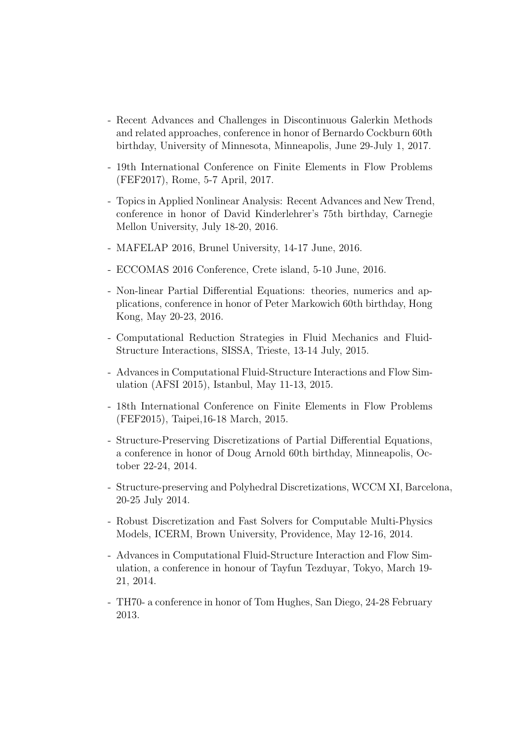- Recent Advances and Challenges in Discontinuous Galerkin Methods and related approaches, conference in honor of Bernardo Cockburn 60th birthday, University of Minnesota, Minneapolis, June 29-July 1, 2017.

- 19th International Conference on Finite Elements in Flow Problems (FEF2017), Rome, 5-7 April, 2017.

- Topics in Applied Nonlinear Analysis: Recent Advances and New Trend, conference in honor of David Kinderlehrer's 75th birthday, Carnegie Mellon University, July 18-20, 2016.

- MAFELAP 2016, Brunel University, 14-17 June, 2016.

- ECCOMAS 2016 Conference, Crete island, 5-10 June, 2016.

- Non-linear Partial Differential Equations: theories, numerics and applications, conference in honor of Peter Markowich 60th birthday, Hong Kong, May 20-23, 2016.

- Computational Reduction Strategies in Fluid Mechanics and Fluid-Structure Interactions, SISSA, Trieste, 13-14 July, 2015.

- Advances in Computational Fluid-Structure Interactions and Flow Simulation (AFSI 2015), Istanbul, May 11-13, 2015.

- 18th International Conference on Finite Elements in Flow Problems (FEF2015), Taipei,16-18 March, 2015.

- Structure-Preserving Discretizations of Partial Differential Equations, a conference in honor of Doug Arnold 60th birthday, Minneapolis, October 22-24, 2014.

- Structure-preserving and Polyhedral Discretizations, WCCM XI, Barcelona, 20-25 July 2014.

- Robust Discretization and Fast Solvers for Computable Multi-Physics Models, ICERM, Brown University, Providence, May 12-16, 2014.

- Advances in Computational Fluid-Structure Interaction and Flow Simulation, a conference in honour of Tayfun Tezduyar, Tokyo, March 19-21, 2014.

- TH70- a conference in honor of Tom Hughes, San Diego, 24-28 February 2013.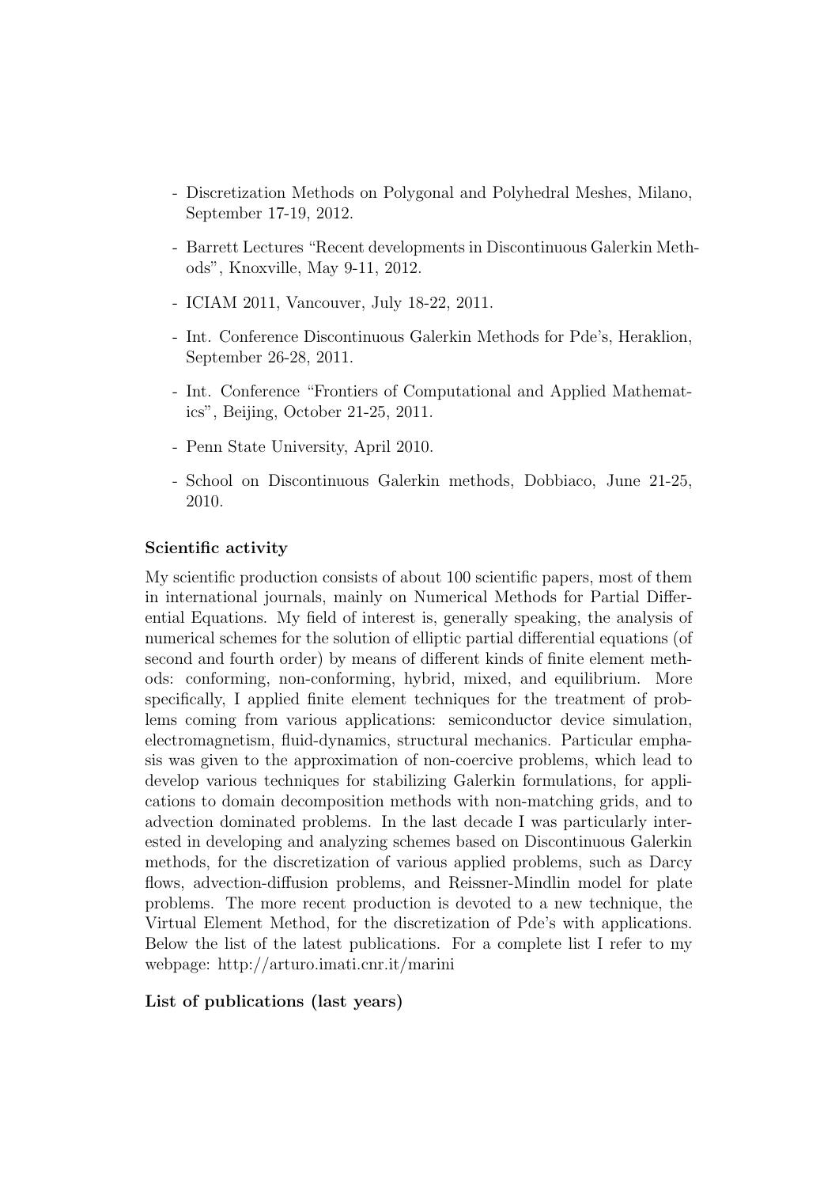- Discretization Methods on Polygonal and Polyhedral Meshes, Milano, September 17-19, 2012.
- Barrett Lectures "Recent developments in Discontinuous Galerkin Methods", Knoxville, May 9-11, 2012.
- ICIAM 2011, Vancouver, July 18-22, 2011.
- Int. Conference Discontinuous Galerkin Methods for Pde's, Heraklion, September 26-28, 2011.
- Int. Conference "Frontiers of Computational and Applied Mathematics", Beijing, October 21-25, 2011.
- Penn State University, April 2010.
- School on Discontinuous Galerkin methods, Dobbiaco, June 21-25, 2010.

**Scientific activity**

My scientific production consists of about 100 scientific papers, most of them in international journals, mainly on Numerical Methods for Partial Differential Equations. My field of interest is, generally speaking, the analysis of numerical schemes for the solution of elliptic partial differential equations (of second and fourth order) by means of different kinds of finite element methods: conforming, non-conforming, hybrid, mixed, and equilibrium. More specifically, I applied finite element techniques for the treatment of problems coming from various applications: semiconductor device simulation, electromagnetism, fluid-dynamics, structural mechanics. Particular emphasis was given to the approximation of non-coercive problems, which lead to develop various techniques for stabilizing Galerkin formulations, for applications to domain decomposition methods with non-matching grids, and to advection dominated problems. In the last decade I was particularly interested in developing and analyzing schemes based on Discontinuous Galerkin methods, for the discretization of various applied problems, such as Darcy flows, advection-diffusion problems, and Reissner-Mindlin model for plate problems. The more recent production is devoted to a new technique, the Virtual Element Method, for the discretization of Pde's with applications. Below the list of the latest publications. For a complete list I refer to my webpage: http://arturo.imati.cnr.it/marini

**List of publications (last years)**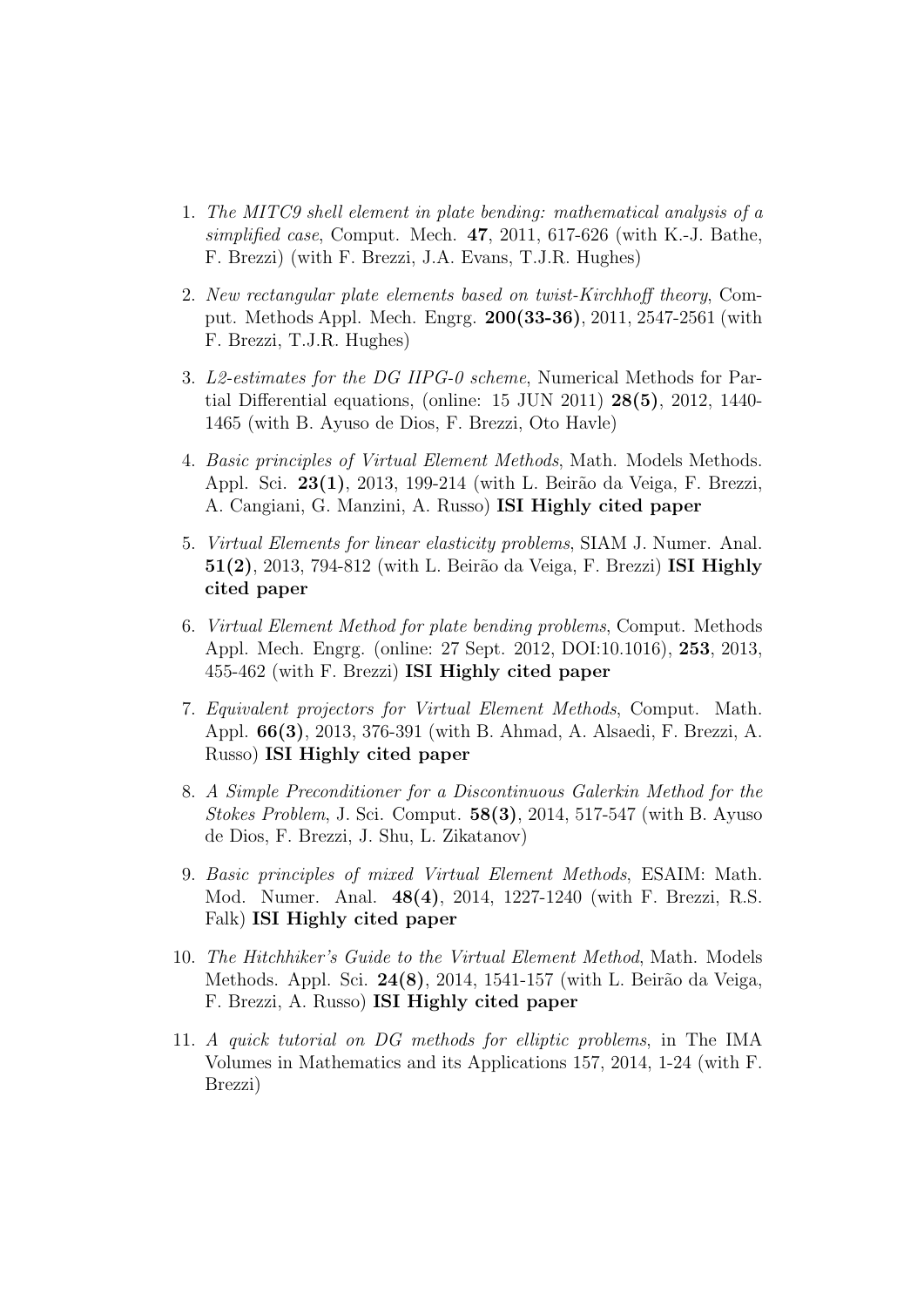1. *The MITC9 shell element in plate bending: mathematical analysis of a simplified case*, Comput. Mech. **47**, 2011, 617-626 (with K.-J. Bathe, F. Brezzi) (with F. Brezzi, J.A. Evans, T.J.R. Hughes)

2. *New rectangular plate elements based on twist-Kirchhoff theory*, Comput. Methods Appl. Mech. Engrg. **200(33-36)**, 2011, 2547-2561 (with F. Brezzi, T.J.R. Hughes)

3. *L2-estimates for the DG IIPG-0 scheme*, Numerical Methods for Partial Differential equations, (online: 15 JUN 2011) **28(5)**, 2012, 1440-1465 (with B. Ayuso de Dios, F. Brezzi, Oto Havle)

4. *Basic principles of Virtual Element Methods*, Math. Models Methods. Appl. Sci. **23(1)**, 2013, 199-214 (with L. Beirão da Veiga, F. Brezzi, A. Cangiani, G. Manzini, A. Russo) **ISI Highly cited paper**

5. *Virtual Elements for linear elasticity problems*, SIAM J. Numer. Anal. **51(2)**, 2013, 794-812 (with L. Beirão da Veiga, F. Brezzi) **ISI Highly cited paper**

6. *Virtual Element Method for plate bending problems*, Comput. Methods Appl. Mech. Engrg. (online: 27 Sept. 2012, DOI:10.1016), **253**, 2013, 455-462 (with F. Brezzi) **ISI Highly cited paper**

7. *Equivalent projectors for Virtual Element Methods*, Comput. Math. Appl. **66(3)**, 2013, 376-391 (with B. Ahmad, A. Alsaedi, F. Brezzi, A. Russo) **ISI Highly cited paper**

8. *A Simple Preconditioner for a Discontinuous Galerkin Method for the Stokes Problem*, J. Sci. Comput. **58(3)**, 2014, 517-547 (with B. Ayuso de Dios, F. Brezzi, J. Shu, L. Zikatanov)

9. *Basic principles of mixed Virtual Element Methods*, ESAIM: Math. Mod. Numer. Anal. **48(4)**, 2014, 1227-1240 (with F. Brezzi, R.S. Falk) **ISI Highly cited paper**

10. *The Hitchhiker's Guide to the Virtual Element Method*, Math. Models Methods. Appl. Sci. **24(8)**, 2014, 1541-157 (with L. Beirão da Veiga, F. Brezzi, A. Russo) **ISI Highly cited paper**

11. *A quick tutorial on DG methods for elliptic problems*, in The IMA Volumes in Mathematics and its Applications 157, 2014, 1-24 (with F. Brezzi)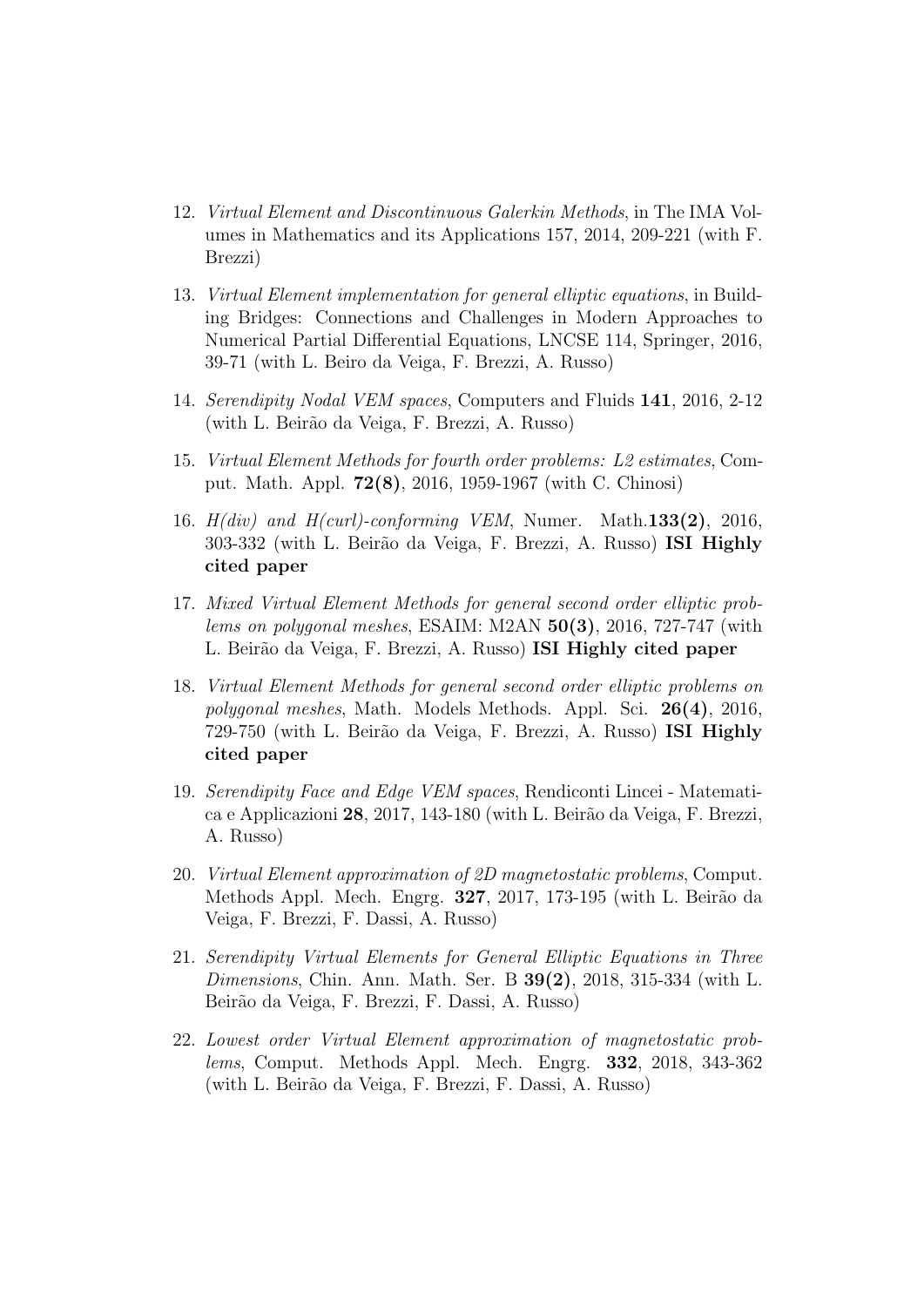12. *Virtual Element and Discontinuous Galerkin Methods*, in The IMA Volumes in Mathematics and its Applications 157, 2014, 209-221 (with F. Brezzi)

13. *Virtual Element implementation for general elliptic equations*, in Building Bridges: Connections and Challenges in Modern Approaches to Numerical Partial Differential Equations, LNCSE 114, Springer, 2016, 39-71 (with L. Beiro da Veiga, F. Brezzi, A. Russo)

14. *Serendipity Nodal VEM spaces*, Computers and Fluids **141**, 2016, 2-12 (with L. Beirão da Veiga, F. Brezzi, A. Russo)

15. *Virtual Element Methods for fourth order problems: L2 estimates*, Comput. Math. Appl. **72(8)**, 2016, 1959-1967 (with C. Chinosi)

16. *H(div) and H(curl)-conforming VEM*, Numer. Math.**133(2)**, 2016, 303-332 (with L. Beirão da Veiga, F. Brezzi, A. Russo) **ISI Highly cited paper**

17. *Mixed Virtual Element Methods for general second order elliptic problems on polygonal meshes*, ESAIM: M2AN **50(3)**, 2016, 727-747 (with L. Beirão da Veiga, F. Brezzi, A. Russo) **ISI Highly cited paper**

18. *Virtual Element Methods for general second order elliptic problems on polygonal meshes*, Math. Models Methods. Appl. Sci. **26(4)**, 2016, 729-750 (with L. Beirão da Veiga, F. Brezzi, A. Russo) **ISI Highly cited paper**

19. *Serendipity Face and Edge VEM spaces*, Rendiconti Lincei - Matematica e Applicazioni **28**, 2017, 143-180 (with L. Beirão da Veiga, F. Brezzi, A. Russo)

20. *Virtual Element approximation of 2D magnetostatic problems*, Comput. Methods Appl. Mech. Engrg. **327**, 2017, 173-195 (with L. Beirão da Veiga, F. Brezzi, F. Dassi, A. Russo)

21. *Serendipity Virtual Elements for General Elliptic Equations in Three Dimensions*, Chin. Ann. Math. Ser. B **39(2)**, 2018, 315-334 (with L. Beirão da Veiga, F. Brezzi, F. Dassi, A. Russo)

22. *Lowest order Virtual Element approximation of magnetostatic problems*, Comput. Methods Appl. Mech. Engrg. **332**, 2018, 343-362 (with L. Beirão da Veiga, F. Brezzi, F. Dassi, A. Russo)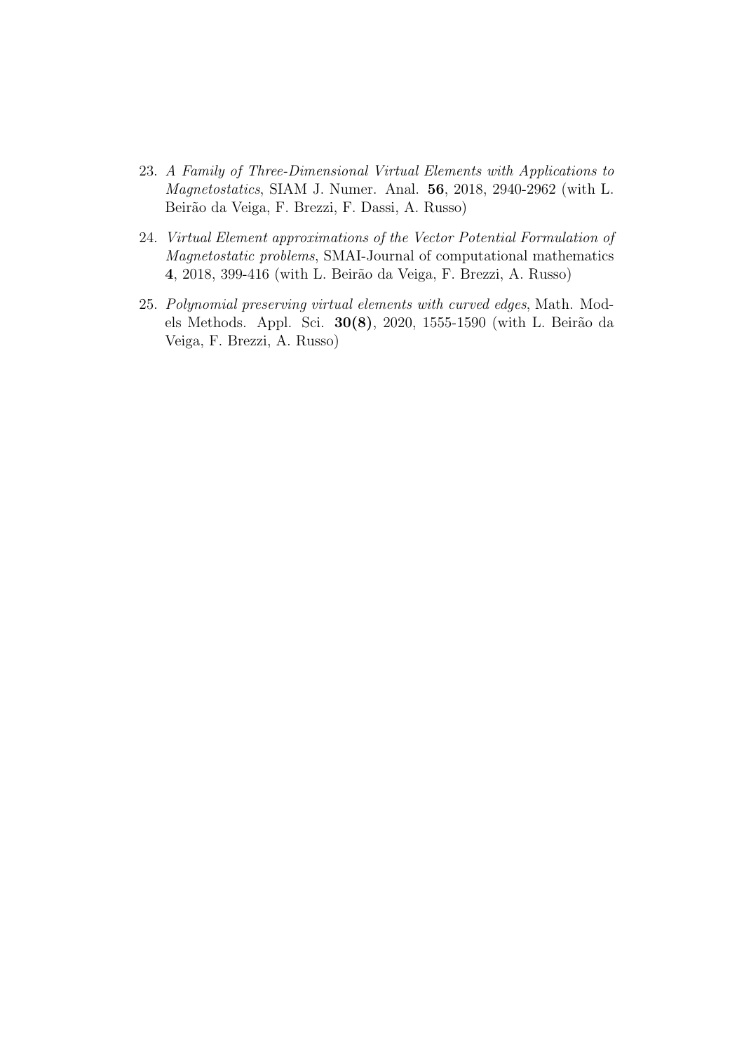23. *A Family of Three-Dimensional Virtual Elements with Applications to Magnetostatics*, SIAM J. Numer. Anal. **56**, 2018, 2940-2962 (with L. Beirão da Veiga, F. Brezzi, F. Dassi, A. Russo)

24. *Virtual Element approximations of the Vector Potential Formulation of Magnetostatic problems*, SMAI-Journal of computational mathematics **4**, 2018, 399-416 (with L. Beirão da Veiga, F. Brezzi, A. Russo)

25. *Polynomial preserving virtual elements with curved edges*, Math. Models Methods. Appl. Sci. **30(8)**, 2020, 1555-1590 (with L. Beirão da Veiga, F. Brezzi, A. Russo)